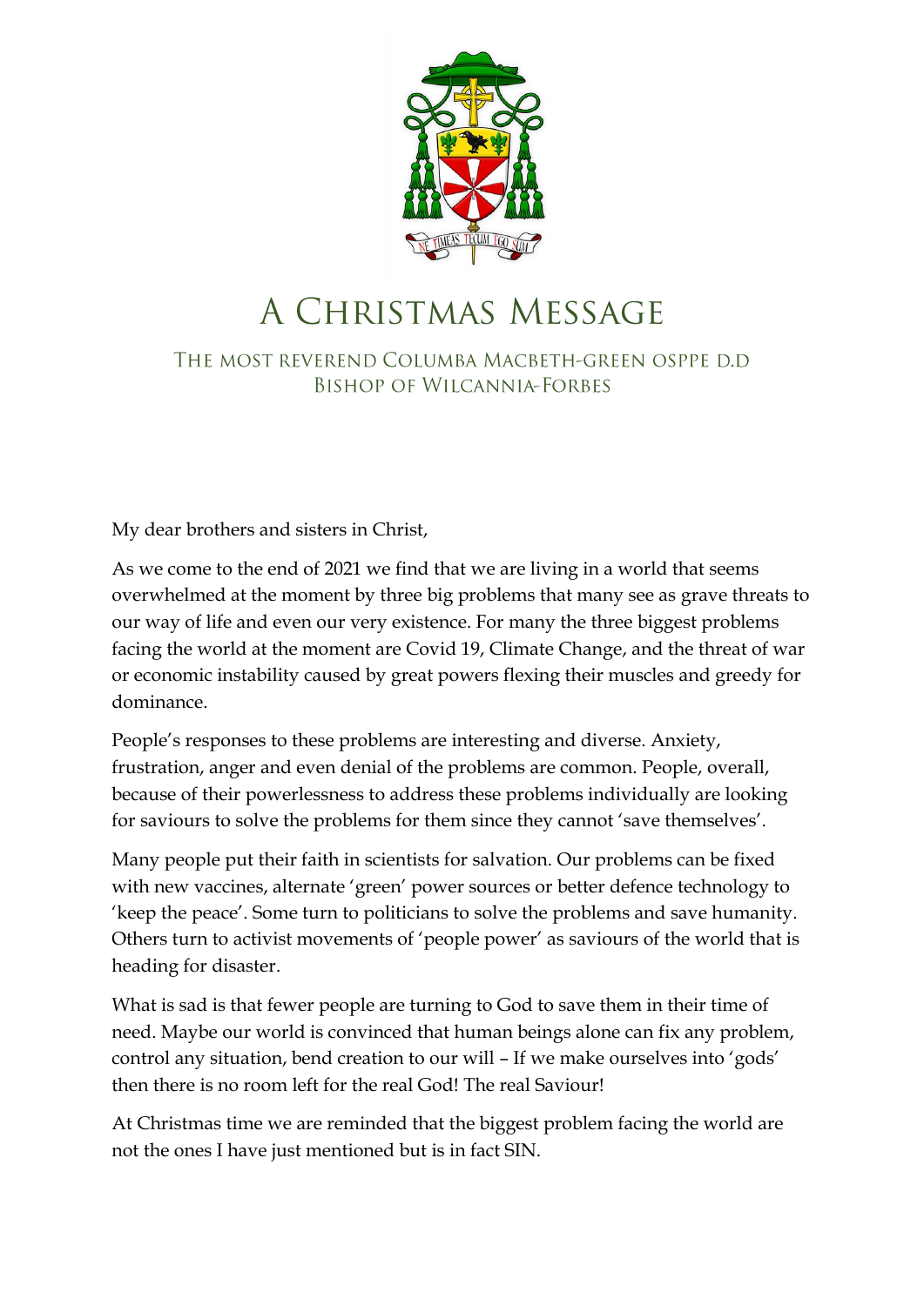# A Christmas Message

## The most reverend Columba Macbeth-Green OSPPE D.D
## Bishop of Wilcannia-Forbes

My dear brothers and sisters in Christ,

As we come to the end of 2021 we find that we are living in a world that seems overwhelmed at the moment by three big problems that many see as grave threats to our way of life and even our very existence. For many the three biggest problems facing the world at the moment are Covid 19, Climate Change, and the threat of war or economic instability caused by great powers flexing their muscles and greedy for dominance.

People's responses to these problems are interesting and diverse. Anxiety, frustration, anger and even denial of the problems are common. People, overall, because of their powerlessness to address these problems individually are looking for saviours to solve the problems for them since they cannot 'save themselves'.

Many people put their faith in scientists for salvation. Our problems can be fixed with new vaccines, alternate 'green' power sources or better defence technology to 'keep the peace'. Some turn to politicians to solve the problems and save humanity. Others turn to activist movements of 'people power' as saviours of the world that is heading for disaster.

What is sad is that fewer people are turning to God to save them in their time of need. Maybe our world is convinced that human beings alone can fix any problem, control any situation, bend creation to our will – If we make ourselves into 'gods' then there is no room left for the real God! The real Saviour!

At Christmas time we are reminded that the biggest problem facing the world are not the ones I have just mentioned but is in fact SIN.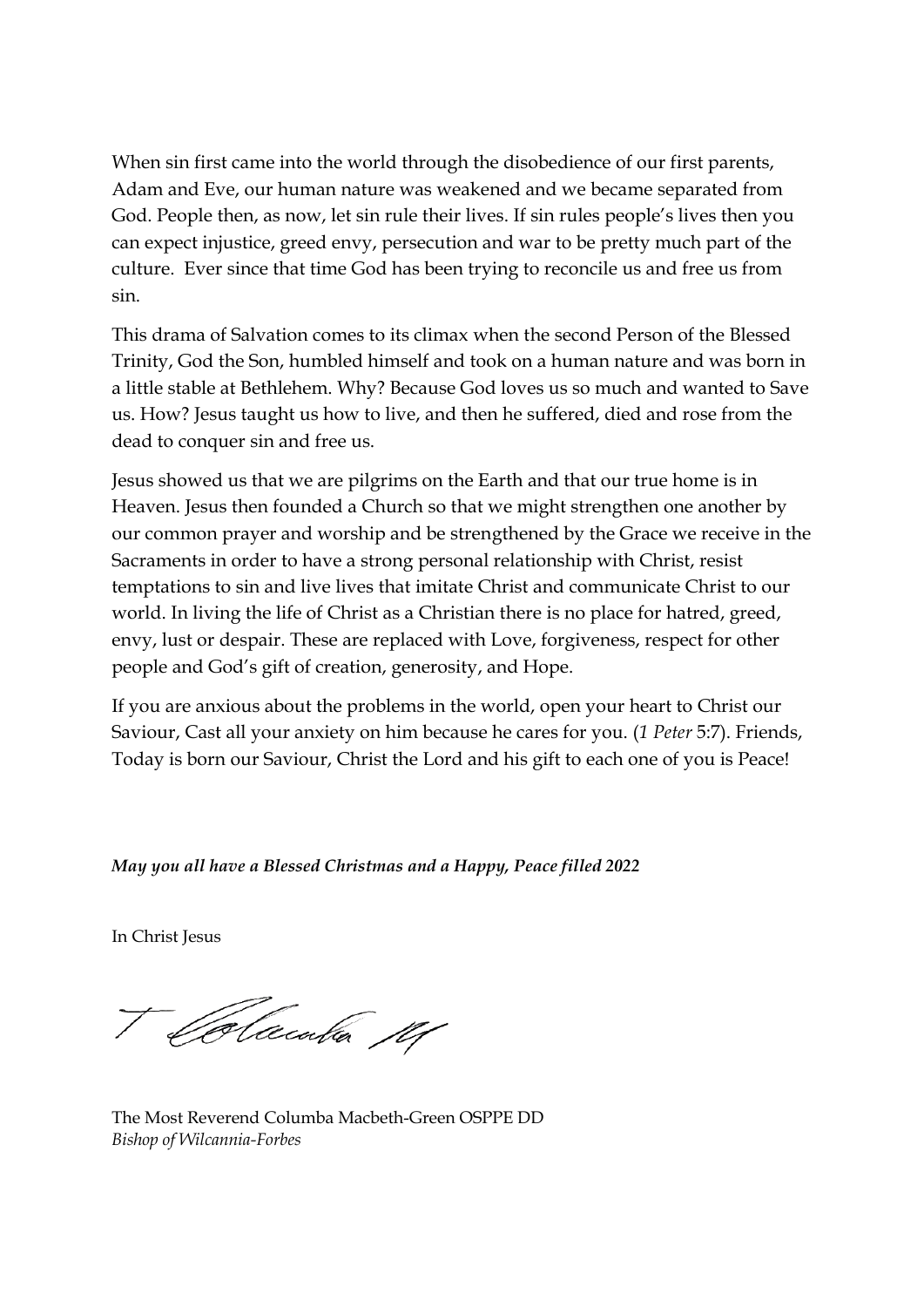When sin first came into the world through the disobedience of our first parents, Adam and Eve, our human nature was weakened and we became separated from God. People then, as now, let sin rule their lives. If sin rules people's lives then you can expect injustice, greed envy, persecution and war to be pretty much part of the culture.  Ever since that time God has been trying to reconcile us and free us from sin.

This drama of Salvation comes to its climax when the second Person of the Blessed Trinity, God the Son, humbled himself and took on a human nature and was born in a little stable at Bethlehem. Why? Because God loves us so much and wanted to Save us. How? Jesus taught us how to live, and then he suffered, died and rose from the dead to conquer sin and free us.

Jesus showed us that we are pilgrims on the Earth and that our true home is in Heaven. Jesus then founded a Church so that we might strengthen one another by our common prayer and worship and be strengthened by the Grace we receive in the Sacraments in order to have a strong personal relationship with Christ, resist temptations to sin and live lives that imitate Christ and communicate Christ to our world. In living the life of Christ as a Christian there is no place for hatred, greed, envy, lust or despair. These are replaced with Love, forgiveness, respect for other people and God's gift of creation, generosity, and Hope.

If you are anxious about the problems in the world, open your heart to Christ our Saviour, Cast all your anxiety on him because he cares for you. (*1 Peter* 5:7). Friends, Today is born our Saviour, Christ the Lord and his gift to each one of you is Peace!

***May you all have a Blessed Christmas and a Happy, Peace filled 2022***

In Christ Jesus

The Most Reverend Columba Macbeth-Green OSPPE DD
*Bishop of Wilcannia-Forbes*